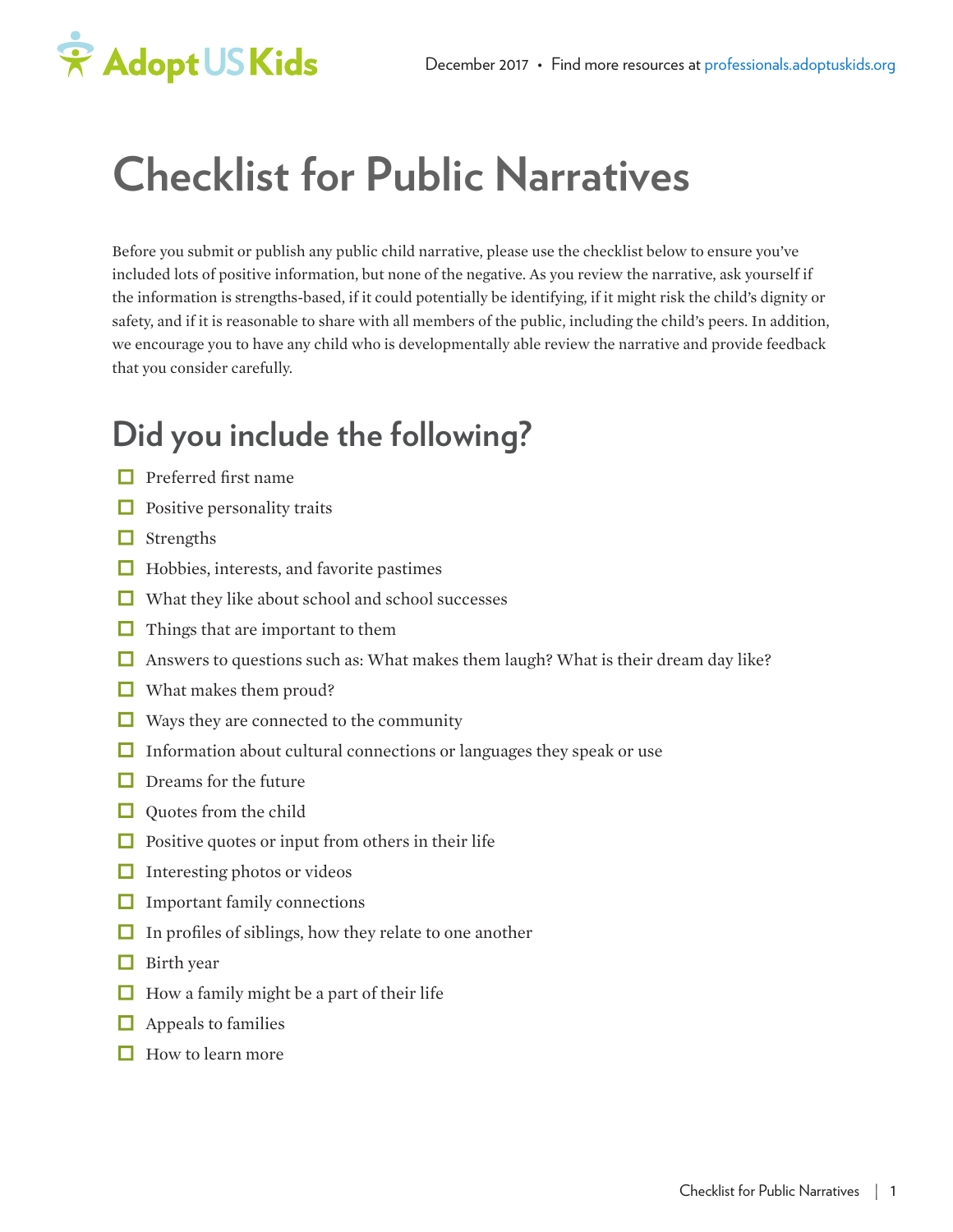# Checklist for Public Narratives

Before you submit or publish any public child narrative, please use the checklist below to ensure you've included lots of positive information, but none of the negative. As you review the narrative, ask yourself if the information is strengths-based, if it could potentially be identifying, if it might risk the child's dignity or safety, and if it is reasonable to share with all members of the public, including the child's peers. In addition, we encourage you to have any child who is developmentally able review the narrative and provide feedback that you consider carefully.

## Did you include the following?

- ☐ Preferred first name
- ☐ Positive personality traits
- ☐ Strengths
- ☐ Hobbies, interests, and favorite pastimes
- ☐ What they like about school and school successes
- ☐ Things that are important to them
- ☐ Answers to questions such as: What makes them laugh? What is their dream day like?
- ☐ What makes them proud?
- ☐ Ways they are connected to the community
- ☐ Information about cultural connections or languages they speak or use
- ☐ Dreams for the future
- ☐ Quotes from the child
- ☐ Positive quotes or input from others in their life
- ☐ Interesting photos or videos
- ☐ Important family connections
- ☐ In profiles of siblings, how they relate to one another
- ☐ Birth year
- ☐ How a family might be a part of their life
- ☐ Appeals to families
- ☐ How to learn more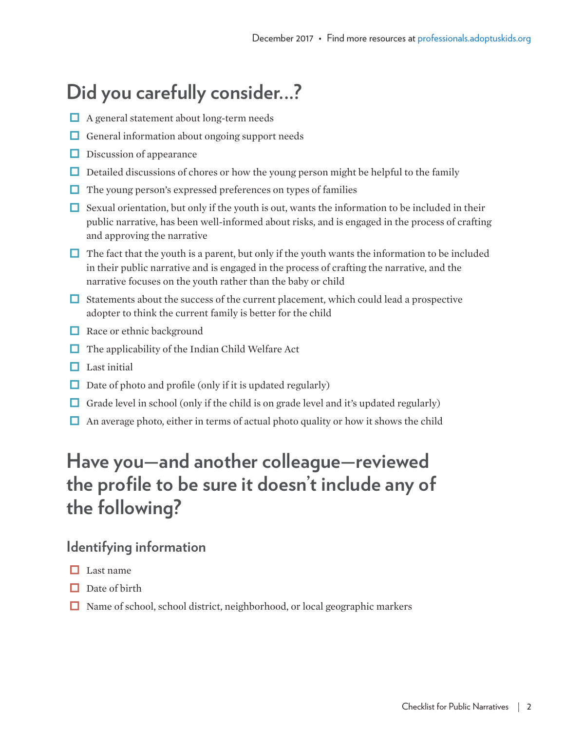## Did you carefully consider…?

- [ ] A general statement about long-term needs
- [ ] General information about ongoing support needs
- [ ] Discussion of appearance
- [ ] Detailed discussions of chores or how the young person might be helpful to the family
- [ ] The young person's expressed preferences on types of families
- [ ] Sexual orientation, but only if the youth is out, wants the information to be included in their public narrative, has been well-informed about risks, and is engaged in the process of crafting and approving the narrative
- [ ] The fact that the youth is a parent, but only if the youth wants the information to be included in their public narrative and is engaged in the process of crafting the narrative, and the narrative focuses on the youth rather than the baby or child
- [ ] Statements about the success of the current placement, which could lead a prospective adopter to think the current family is better for the child
- [ ] Race or ethnic background
- [ ] The applicability of the Indian Child Welfare Act
- [ ] Last initial
- [ ] Date of photo and profile (only if it is updated regularly)
- [ ] Grade level in school (only if the child is on grade level and it's updated regularly)
- [ ] An average photo, either in terms of actual photo quality or how it shows the child

## Have you—and another colleague—reviewed the profile to be sure it doesn't include any of the following?

### Identifying information

- [ ] Last name
- [ ] Date of birth
- [ ] Name of school, school district, neighborhood, or local geographic markers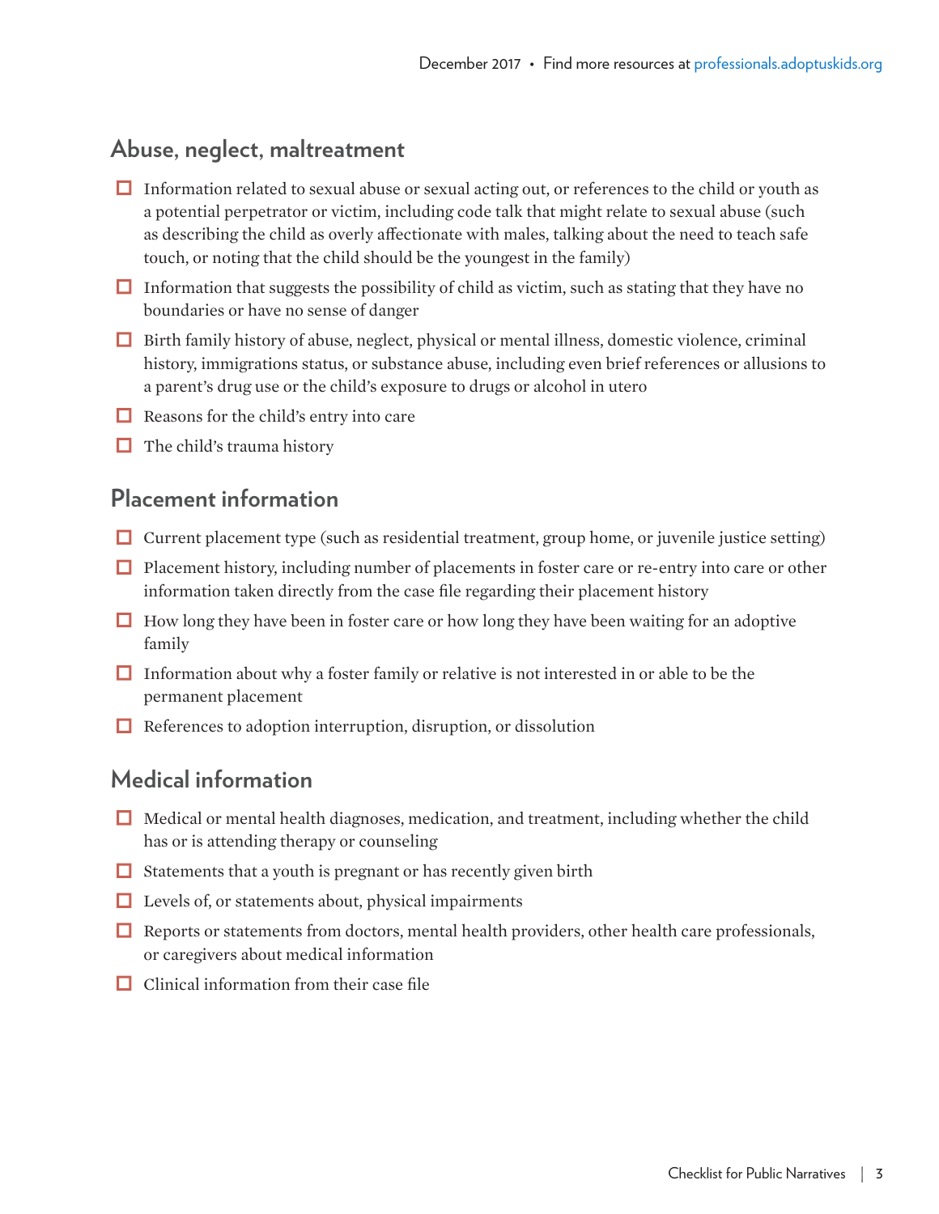## Abuse, neglect, maltreatment

- ☐ Information related to sexual abuse or sexual acting out, or references to the child or youth as a potential perpetrator or victim, including code talk that might relate to sexual abuse (such as describing the child as overly affectionate with males, talking about the need to teach safe touch, or noting that the child should be the youngest in the family)
- ☐ Information that suggests the possibility of child as victim, such as stating that they have no boundaries or have no sense of danger
- ☐ Birth family history of abuse, neglect, physical or mental illness, domestic violence, criminal history, immigrations status, or substance abuse, including even brief references or allusions to a parent's drug use or the child's exposure to drugs or alcohol in utero
- ☐ Reasons for the child's entry into care
- ☐ The child's trauma history

## Placement information

- ☐ Current placement type (such as residential treatment, group home, or juvenile justice setting)
- ☐ Placement history, including number of placements in foster care or re-entry into care or other information taken directly from the case file regarding their placement history
- ☐ How long they have been in foster care or how long they have been waiting for an adoptive family
- ☐ Information about why a foster family or relative is not interested in or able to be the permanent placement
- ☐ References to adoption interruption, disruption, or dissolution

## Medical information

- ☐ Medical or mental health diagnoses, medication, and treatment, including whether the child has or is attending therapy or counseling
- ☐ Statements that a youth is pregnant or has recently given birth
- ☐ Levels of, or statements about, physical impairments
- ☐ Reports or statements from doctors, mental health providers, other health care professionals, or caregivers about medical information
- ☐ Clinical information from their case file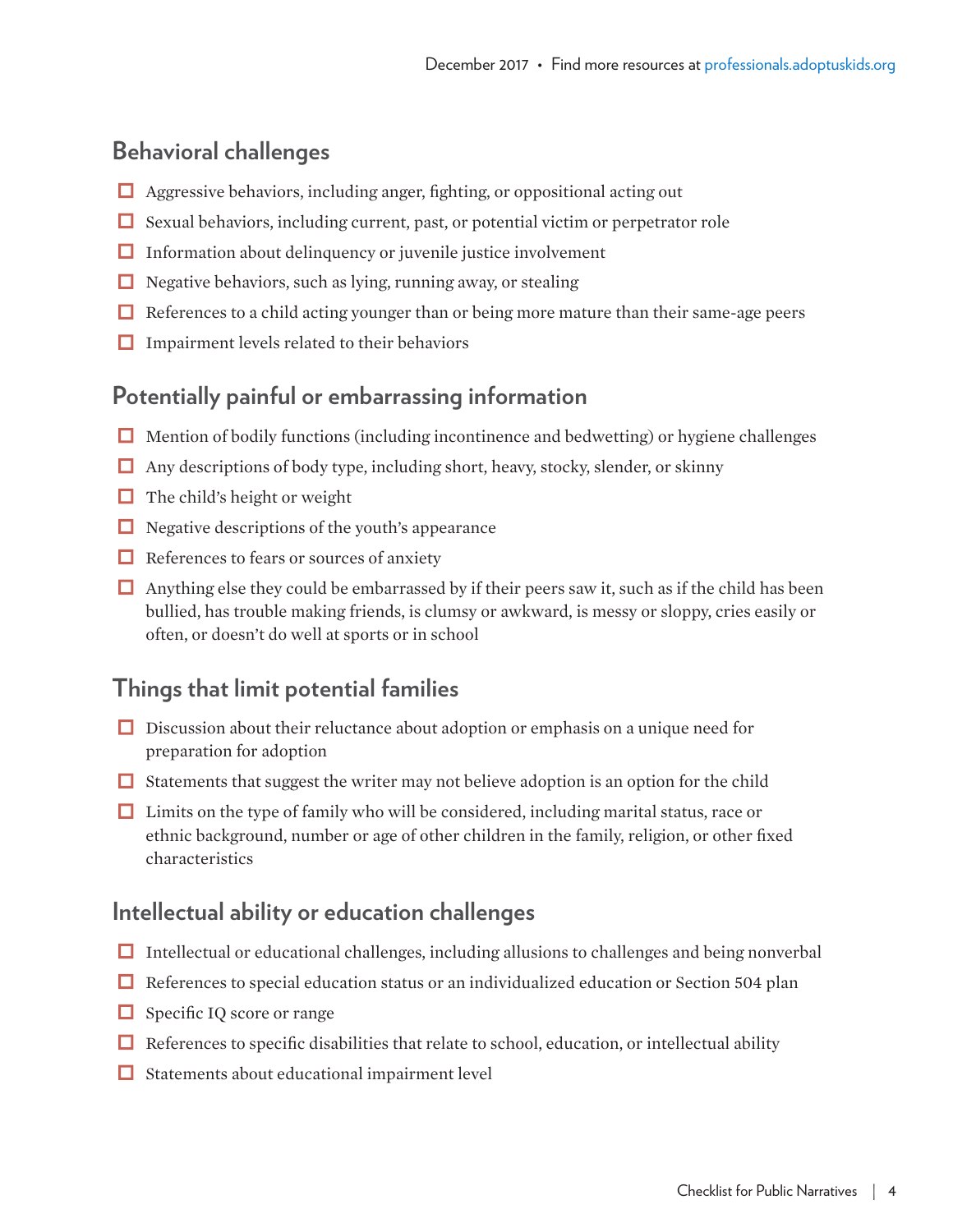## Behavioral challenges

- [ ] Aggressive behaviors, including anger, fighting, or oppositional acting out
- [ ] Sexual behaviors, including current, past, or potential victim or perpetrator role
- [ ] Information about delinquency or juvenile justice involvement
- [ ] Negative behaviors, such as lying, running away, or stealing
- [ ] References to a child acting younger than or being more mature than their same-age peers
- [ ] Impairment levels related to their behaviors

## Potentially painful or embarrassing information

- [ ] Mention of bodily functions (including incontinence and bedwetting) or hygiene challenges
- [ ] Any descriptions of body type, including short, heavy, stocky, slender, or skinny
- [ ] The child's height or weight
- [ ] Negative descriptions of the youth's appearance
- [ ] References to fears or sources of anxiety
- [ ] Anything else they could be embarrassed by if their peers saw it, such as if the child has been bullied, has trouble making friends, is clumsy or awkward, is messy or sloppy, cries easily or often, or doesn't do well at sports or in school

## Things that limit potential families

- [ ] Discussion about their reluctance about adoption or emphasis on a unique need for preparation for adoption
- [ ] Statements that suggest the writer may not believe adoption is an option for the child
- [ ] Limits on the type of family who will be considered, including marital status, race or ethnic background, number or age of other children in the family, religion, or other fixed characteristics

## Intellectual ability or education challenges

- [ ] Intellectual or educational challenges, including allusions to challenges and being nonverbal
- [ ] References to special education status or an individualized education or Section 504 plan
- [ ] Specific IQ score or range
- [ ] References to specific disabilities that relate to school, education, or intellectual ability
- [ ] Statements about educational impairment level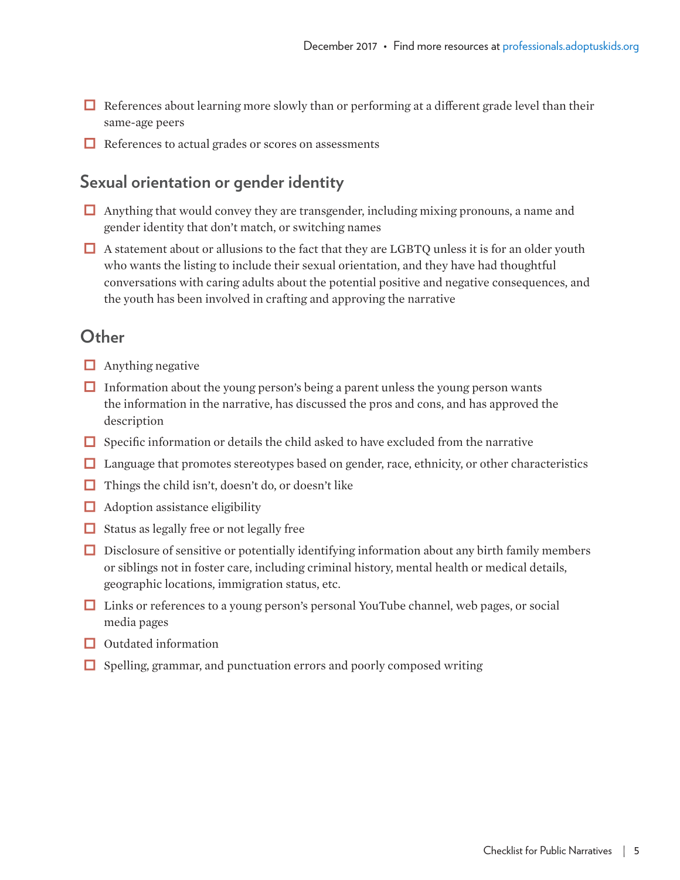- References about learning more slowly than or performing at a different grade level than their same-age peers
- References to actual grades or scores on assessments

## Sexual orientation or gender identity

- Anything that would convey they are transgender, including mixing pronouns, a name and gender identity that don't match, or switching names
- A statement about or allusions to the fact that they are LGBTQ unless it is for an older youth who wants the listing to include their sexual orientation, and they have had thoughtful conversations with caring adults about the potential positive and negative consequences, and the youth has been involved in crafting and approving the narrative

## Other

- Anything negative
- Information about the young person's being a parent unless the young person wants the information in the narrative, has discussed the pros and cons, and has approved the description
- Specific information or details the child asked to have excluded from the narrative
- Language that promotes stereotypes based on gender, race, ethnicity, or other characteristics
- Things the child isn't, doesn't do, or doesn't like
- Adoption assistance eligibility
- Status as legally free or not legally free
- Disclosure of sensitive or potentially identifying information about any birth family members or siblings not in foster care, including criminal history, mental health or medical details, geographic locations, immigration status, etc.
- Links or references to a young person's personal YouTube channel, web pages, or social media pages
- Outdated information
- Spelling, grammar, and punctuation errors and poorly composed writing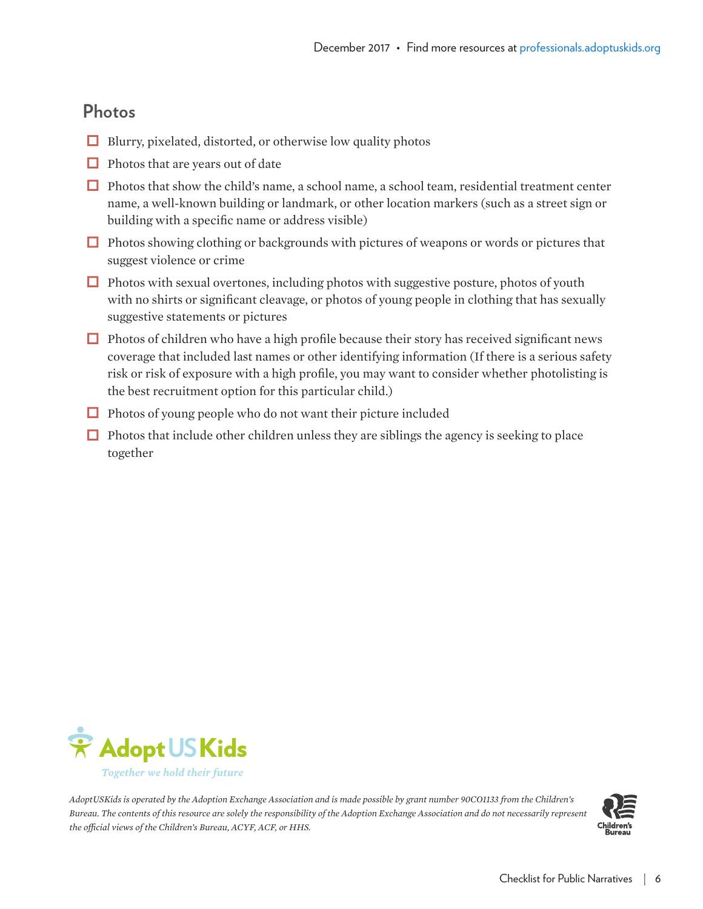## Photos

- ☐ Blurry, pixelated, distorted, or otherwise low quality photos
- ☐ Photos that are years out of date
- ☐ Photos that show the child's name, a school name, a school team, residential treatment center name, a well-known building or landmark, or other location markers (such as a street sign or building with a specific name or address visible)
- ☐ Photos showing clothing or backgrounds with pictures of weapons or words or pictures that suggest violence or crime
- ☐ Photos with sexual overtones, including photos with suggestive posture, photos of youth with no shirts or significant cleavage, or photos of young people in clothing that has sexually suggestive statements or pictures
- ☐ Photos of children who have a high profile because their story has received significant news coverage that included last names or other identifying information (If there is a serious safety risk or risk of exposure with a high profile, you may want to consider whether photolisting is the best recruitment option for this particular child.)
- ☐ Photos of young people who do not want their picture included
- ☐ Photos that include other children unless they are siblings the agency is seeking to place together

AdoptUSKids

*Together we hold their future*

*AdoptUSKids is operated by the Adoption Exchange Association and is made possible by grant number 90CO1133 from the Children's Bureau. The contents of this resource are solely the responsibility of the Adoption Exchange Association and do not necessarily represent the official views of the Children's Bureau, ACYF, ACF, or HHS.*

Children's Bureau